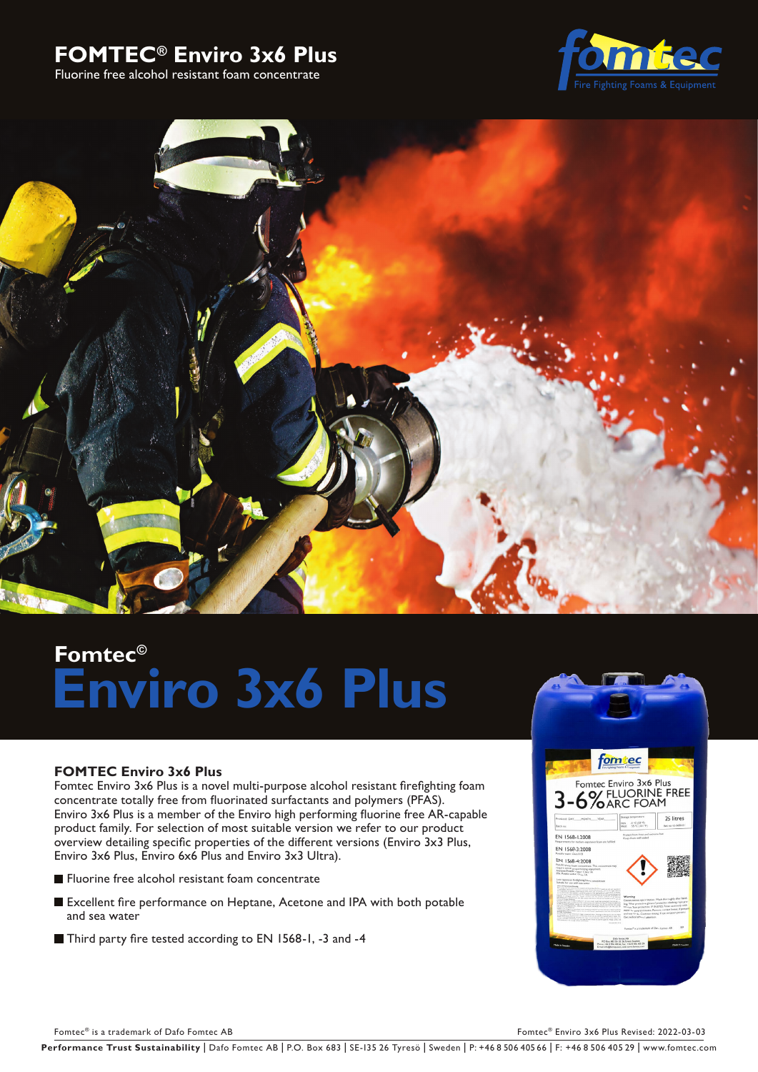# FOMTEC® Enviro 3x6 Plus

Fluorine free alcohol resistant foam concentrate

Fomtec©

# Enviro 3x6 Plus

### FOMTEC Enviro 3x6 Plus

Fomtec Enviro 3x6 Plus is a novel multi-purpose alcohol resistant firefighting foam concentrate totally free from fluorinated surfactants and polymers (PFAS). Enviro 3x6 Plus is a member of the Enviro high performing fluorine free AR-capable product family. For selection of most suitable version we refer to our product overview detailing specific properties of the different versions (Enviro 3x3 Plus, Enviro 3x6 Plus, Enviro 6x6 Plus and Enviro 3x3 Ultra).

- Fluorine free alcohol resistant foam concentrate
- Excellent fire performance on Heptane, Acetone and IPA with both potable and sea water
- Third party fire tested according to EN 1568-1, -3 and -4

Fomtec® is a trademark of Dafo Fomtec AB

Fomtec® Enviro 3x6 Plus Revised: 2022-03-03

**Performance Trust Sustainability** | Dafo Fomtec AB | P.O. Box 683 | SE-135 26 Tyresö | Sweden | P: +46 8 506 405 66 | F: +46 8 506 405 29 | www.fomtec.com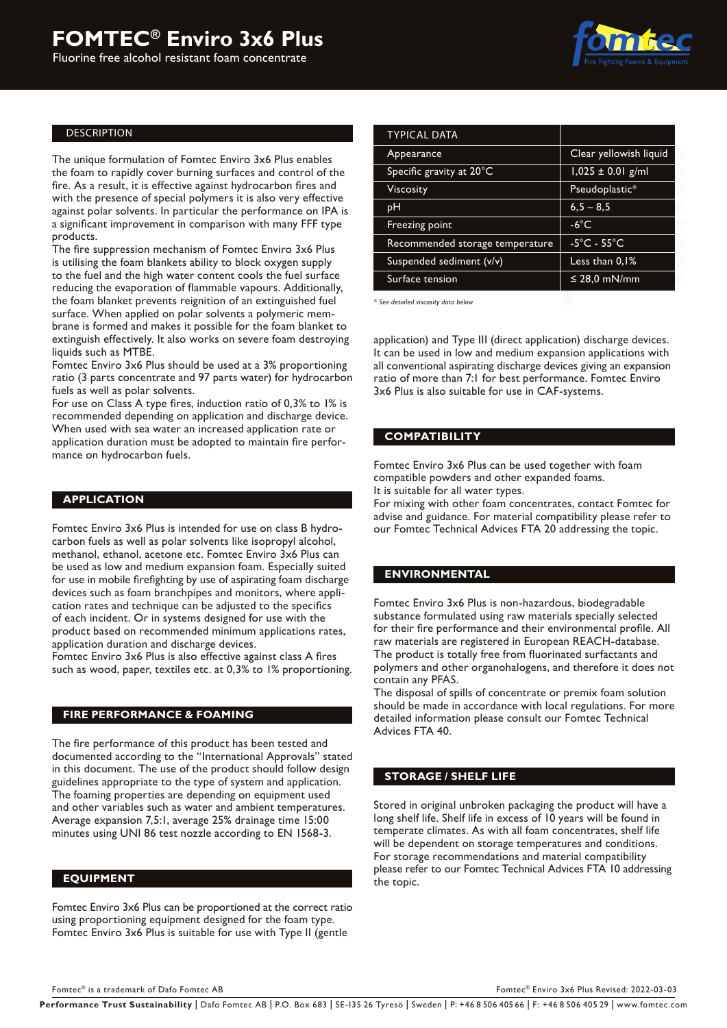# FOMTEC® Enviro 3x6 Plus

Fluorine free alcohol resistant foam concentrate

## DESCRIPTION

The unique formulation of Fomtec Enviro 3x6 Plus enables the foam to rapidly cover burning surfaces and control of the fire. As a result, it is effective against hydrocarbon fires and with the presence of special polymers it is also very effective against polar solvents. In particular the performance on IPA is a significant improvement in comparison with many FFF type products.

The fire suppression mechanism of Fomtec Enviro 3x6 Plus is utilising the foam blankets ability to block oxygen supply to the fuel and the high water content cools the fuel surface reducing the evaporation of flammable vapours. Additionally, the foam blanket prevents reignition of an extinguished fuel surface. When applied on polar solvents a polymeric membrane is formed and makes it possible for the foam blanket to extinguish effectively. It also works on severe foam destroying liquids such as MTBE.

Fomtec Enviro 3x6 Plus should be used at a 3% proportioning ratio (3 parts concentrate and 97 parts water) for hydrocarbon fuels as well as polar solvents.

For use on Class A type fires, induction ratio of 0,3% to 1% is recommended depending on application and discharge device. When used with sea water an increased application rate or application duration must be adopted to maintain fire performance on hydrocarbon fuels.

## APPLICATION

Fomtec Enviro 3x6 Plus is intended for use on class B hydrocarbon fuels as well as polar solvents like isopropyl alcohol, methanol, ethanol, acetone etc. Fomtec Enviro 3x6 Plus can be used as low and medium expansion foam. Especially suited for use in mobile firefighting by use of aspirating foam discharge devices such as foam branchpipes and monitors, where application rates and technique can be adjusted to the specifics of each incident. Or in systems designed for use with the product based on recommended minimum applications rates, application duration and discharge devices.

Fomtec Enviro 3x6 Plus is also effective against class A fires such as wood, paper, textiles etc. at 0,3% to 1% proportioning.

## FIRE PERFORMANCE & FOAMING

The fire performance of this product has been tested and documented according to the "International Approvals" stated in this document. The use of the product should follow design guidelines appropriate to the type of system and application. The foaming properties are depending on equipment used and other variables such as water and ambient temperatures. Average expansion 7,5:1, average 25% drainage time 15:00 minutes using UNI 86 test nozzle according to EN 1568-3.

## EQUIPMENT

Fomtec Enviro 3x6 Plus can be proportioned at the correct ratio using proportioning equipment designed for the foam type. Fomtec Enviro 3x6 Plus is suitable for use with Type II (gentle application) and Type III (direct application) discharge devices. It can be used in low and medium expansion applications with all conventional aspirating discharge devices giving an expansion ratio of more than 7:1 for best performance. Fomtec Enviro 3x6 Plus is also suitable for use in CAF-systems.

| TYPICAL DATA | |
|---|---|
| Appearance | Clear yellowish liquid |
| Specific gravity at 20°C | 1,025 ± 0.01 g/ml |
| Viscosity | Pseudoplastic* |
| pH | 6,5 – 8,5 |
| Freezing point | -6°C |
| Recommended storage temperature | -5°C - 55°C |
| Suspended sediment (v/v) | Less than 0,1% |
| Surface tension | ≤ 28,0 mN/mm |

*\* See detailed viscosity data below*

## COMPATIBILITY

Fomtec Enviro 3x6 Plus can be used together with foam compatible powders and other expanded foams.

It is suitable for all water types.

For mixing with other foam concentrates, contact Fomtec for advise and guidance. For material compatibility please refer to our Fomtec Technical Advices FTA 20 addressing the topic.

## ENVIRONMENTAL

Fomtec Enviro 3x6 Plus is non-hazardous, biodegradable substance formulated using raw materials specially selected for their fire performance and their environmental profile. All raw materials are registered in European REACH-database. The product is totally free from fluorinated surfactants and polymers and other organohalogens, and therefore it does not contain any PFAS.

The disposal of spills of concentrate or premix foam solution should be made in accordance with local regulations. For more detailed information please consult our Fomtec Technical Advices FTA 40.

## STORAGE / SHELF LIFE

Stored in original unbroken packaging the product will have a long shelf life. Shelf life in excess of 10 years will be found in temperate climates. As with all foam concentrates, shelf life will be dependent on storage temperatures and conditions. For storage recommendations and material compatibility please refer to our Fomtec Technical Advices FTA 10 addressing the topic.

Fomtec® is a trademark of Dafo Fomtec AB

Fomtec® Enviro 3x6 Plus Revised: 2022-03-03

**Performance Trust Sustainability** | Dafo Fomtec AB | P.O. Box 683 | SE-135 26 Tyresö | Sweden | P: +46 8 506 405 66 | F: +46 8 506 405 29 | www.fomtec.com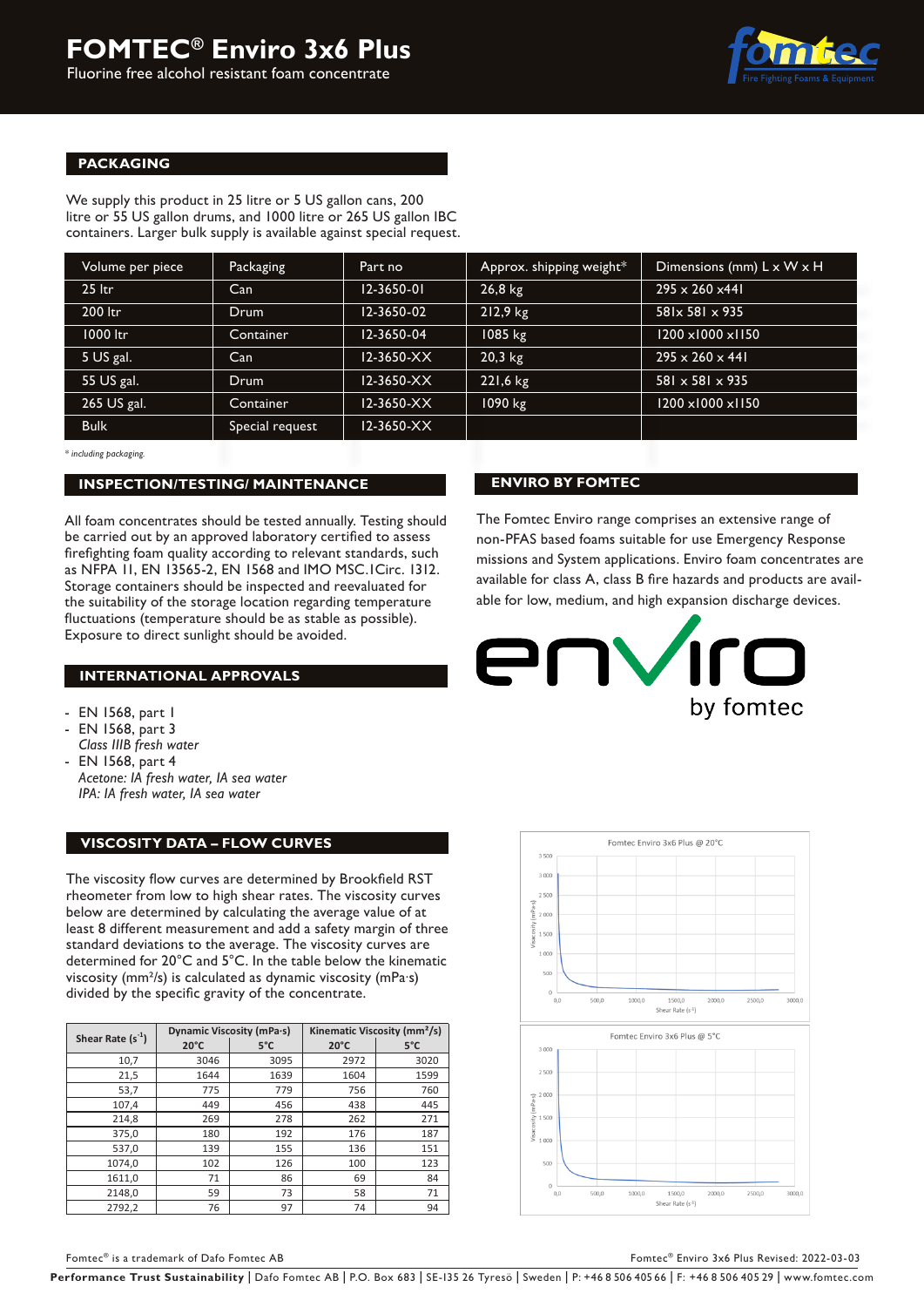# FOMTEC® Enviro 3x6 Plus

Fluorine free alcohol resistant foam concentrate

## PACKAGING

We supply this product in 25 litre or 5 US gallon cans, 200 litre or 55 US gallon drums, and 1000 litre or 265 US gallon IBC containers. Larger bulk supply is available against special request.

| Volume per piece | Packaging | Part no | Approx. shipping weight* | Dimensions (mm) L x W x H |
|---|---|---|---|---|
| 25 ltr | Can | 12-3650-01 | 26,8 kg | 295 x 260 x441 |
| 200 ltr | Drum | 12-3650-02 | 212,9 kg | 581x 581 x 935 |
| 1000 ltr | Container | 12-3650-04 | 1085 kg | 1200 x1000 x1150 |
| 5 US gal. | Can | 12-3650-XX | 20,3 kg | 295 x 260 x 441 |
| 55 US gal. | Drum | 12-3650-XX | 221,6 kg | 581 x 581 x 935 |
| 265 US gal. | Container | 12-3650-XX | 1090 kg | 1200 x1000 x1150 |
| Bulk | Special request | 12-3650-XX | | |

*\* including packaging.*

## INSPECTION/TESTING/ MAINTENANCE

All foam concentrates should be tested annually. Testing should be carried out by an approved laboratory certified to assess firefighting foam quality according to relevant standards, such as NFPA 11, EN 13565-2, EN 1568 and IMO MSC.1Circ. 1312. Storage containers should be inspected and reevaluated for the suitability of the storage location regarding temperature fluctuations (temperature should be as stable as possible). Exposure to direct sunlight should be avoided.

## INTERNATIONAL APPROVALS

- EN 1568, part 1
- EN 1568, part 3
  *Class IIIB fresh water*
- EN 1568, part 4
  *Acetone: IA fresh water, IA sea water*
  *IPA: IA fresh water, IA sea water*

## ENVIRO BY FOMTEC

The Fomtec Enviro range comprises an extensive range of non-PFAS based foams suitable for use Emergency Response missions and System applications. Enviro foam concentrates are available for class A, class B fire hazards and products are available for low, medium, and high expansion discharge devices.

enviro by fomtec

## VISCOSITY DATA – FLOW CURVES

The viscosity flow curves are determined by Brookfield RST rheometer from low to high shear rates. The viscosity curves below are determined by calculating the average value of at least 8 different measurement and add a safety margin of three standard deviations to the average. The viscosity curves are determined for 20°C and 5°C. In the table below the kinematic viscosity (mm²/s) is calculated as dynamic viscosity (mPa·s) divided by the specific gravity of the concentrate.

| Shear Rate ($s^{-1}$) | Dynamic Viscosity (mPa·s) | | Kinematic Viscosity (mm²/s) | |
|---|---|---|---|---|
| | 20°C | 5°C | 20°C | 5°C |
| 10,7 | 3046 | 3095 | 2972 | 3020 |
| 21,5 | 1644 | 1639 | 1604 | 1599 |
| 53,7 | 775 | 779 | 756 | 760 |
| 107,4 | 449 | 456 | 438 | 445 |
| 214,8 | 269 | 278 | 262 | 271 |
| 375,0 | 180 | 192 | 176 | 187 |
| 537,0 | 139 | 155 | 136 | 151 |
| 1074,0 | 102 | 126 | 100 | 123 |
| 1611,0 | 71 | 86 | 69 | 84 |
| 2148,0 | 59 | 73 | 58 | 71 |
| 2792,2 | 76 | 97 | 74 | 94 |

Fomtec Enviro 3x6 Plus @ 20°C

Viscosity (mPa·s)

3 500, 3 000, 2 500, 2 000, 1 500, 1 000, 500, 0

0,0, 500,0, 1000,0, 1500,0, 2000,0, 2500,0, 3000,0

Shear Rate (s⁻¹)

Fomtec Enviro 3x6 Plus @ 5°C

Viscosity (mPa·s)

3 000, 2 500, 2 000, 1 500, 1 000, 500, 0

0,0, 500,0, 1000,0, 1500,0, 2000,0, 2500,0, 3000,0

Shear Rate (s⁻¹)

Fomtec® is a trademark of Dafo Fomtec AB

Fomtec® Enviro 3x6 Plus Revised: 2022-03-03

**Performance Trust Sustainability** | Dafo Fomtec AB | P.O. Box 683 | SE-135 26 Tyresö | Sweden | P: +46 8 506 405 66 | F: +46 8 506 405 29 | www.fomtec.com